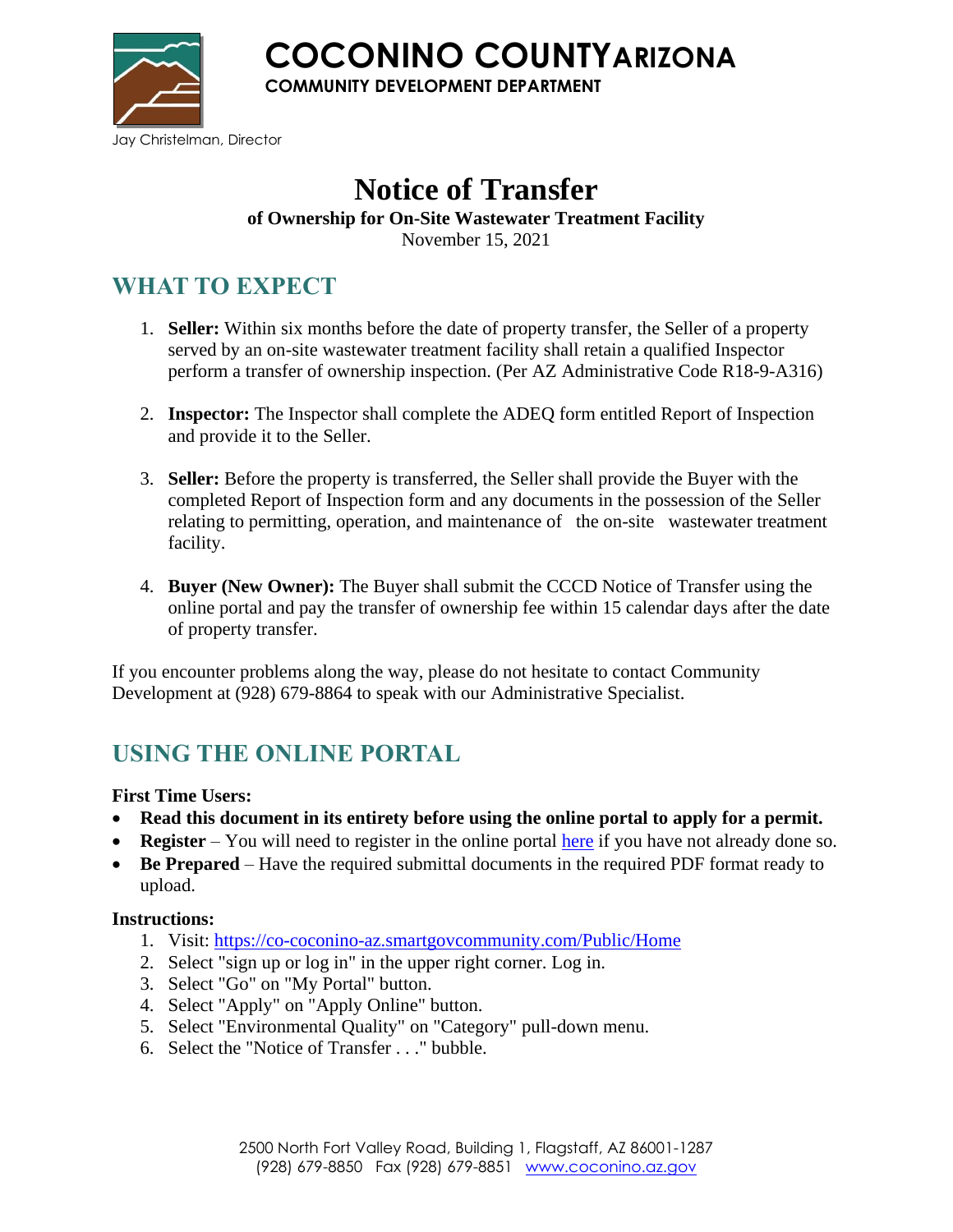# COCONINO COUNTY ARIZONA

**COMMUNITY DEVELOPMENT DEPARTMENT**

Jay Christelman, Director

# Notice of Transfer

**of Ownership for On-Site Wastewater Treatment Facility**

November 15, 2021

## WHAT TO EXPECT

1. **Seller:** Within six months before the date of property transfer, the Seller of a property served by an on-site wastewater treatment facility shall retain a qualified Inspector perform a transfer of ownership inspection. (Per AZ Administrative Code R18-9-A316)

2. **Inspector:** The Inspector shall complete the ADEQ form entitled Report of Inspection and provide it to the Seller.

3. **Seller:** Before the property is transferred, the Seller shall provide the Buyer with the completed Report of Inspection form and any documents in the possession of the Seller relating to permitting, operation, and maintenance of the on-site wastewater treatment facility.

4. **Buyer (New Owner):** The Buyer shall submit the CCCD Notice of Transfer using the online portal and pay the transfer of ownership fee within 15 calendar days after the date of property transfer.

If you encounter problems along the way, please do not hesitate to contact Community Development at (928) 679-8864 to speak with our Administrative Specialist.

## USING THE ONLINE PORTAL

**First Time Users:**

- **Read this document in its entirety before using the online portal to apply for a permit.**
- **Register** – You will need to register in the online portal here if you have not already done so.
- **Be Prepared** – Have the required submittal documents in the required PDF format ready to upload.

**Instructions:**

1. Visit: https://co-coconino-az.smartgovcommunity.com/Public/Home
2. Select "sign up or log in" in the upper right corner. Log in.
3. Select "Go" on "My Portal" button.
4. Select "Apply" on "Apply Online" button.
5. Select "Environmental Quality" on "Category" pull-down menu.
6. Select the "Notice of Transfer . . ." bubble.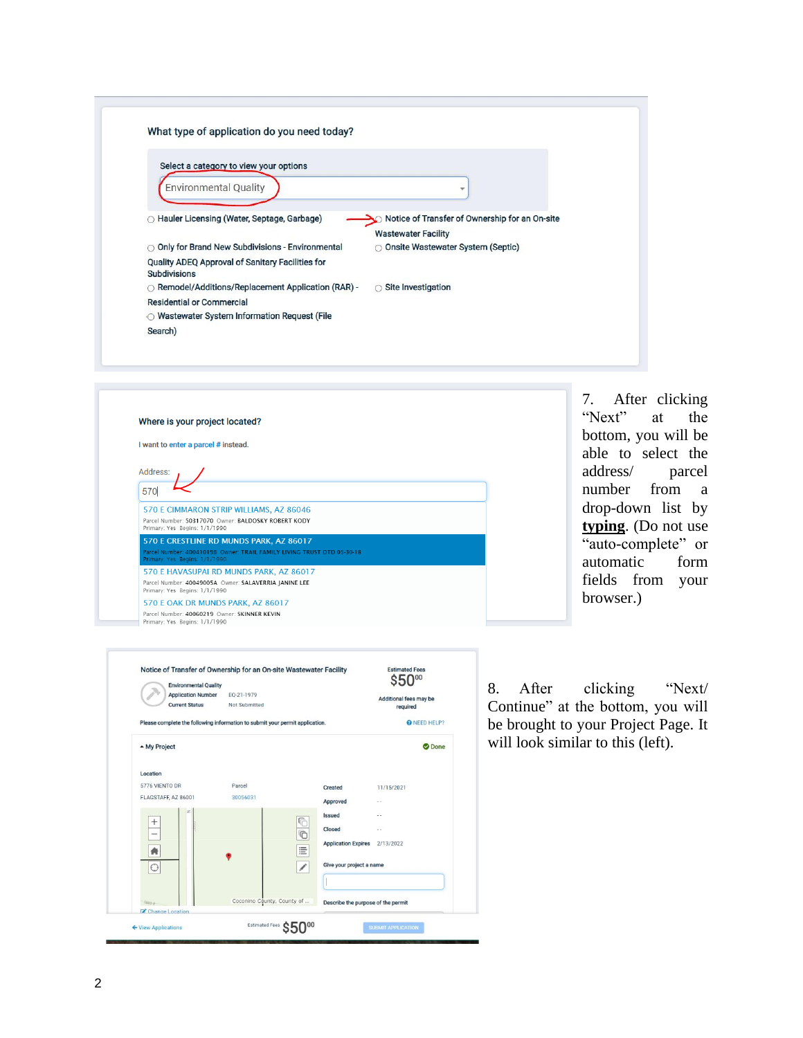What type of application do you need today?

Select a category to view your options

Environmental Quality

- Hauler Licensing (Water, Septage, Garbage)
- Only for Brand New Subdivisions - Environmental Quality ADEQ Approval of Sanitary Facilities for Subdivisions
- Remodel/Additions/Replacement Application (RAR) - Residential or Commercial
- Wastewater System Information Request (File Search)
- Notice of Transfer of Ownership for an On-site Wastewater Facility
- Onsite Wastewater System (Septic)
- Site Investigation

Where is your project located?

I want to enter a parcel # instead.

Address:

570

- 570 E CIMMARON STRIP WILLIAMS, AZ 86046 — Parcel Number: 50317070 Owner: BALDOSKY ROBERT KODY Primary: Yes Begins: 1/1/1990
- 570 E CRESTLINE RD MUNDS PARK, AZ 86017 — Parcel Number: 40041019B Owner: TRAIL FAMILY LIVING TRUST DTD 05-30-18 Primary: Yes Begins: 1/1/1990
- 570 E HAVASUPAI RD MUNDS PARK, AZ 86017 — Parcel Number: 40049005A Owner: SALAVERRIA JANINE LEE Primary: Yes Begins: 1/1/1990
- 570 E OAK DR MUNDS PARK, AZ 86017 — Parcel Number: 40060219 Owner: SKINNER KEVIN Primary: Yes Begins: 1/1/1990

7. After clicking "Next" at the bottom, you will be able to select the address/ parcel number from a drop-down list by **typing**. (Do not use "auto-complete" or automatic form fields from your browser.)

Notice of Transfer of Ownership for an On-site Wastewater Facility

Environmental Quality

Application Number EQ-21-1979

Current Status Not Submitted

Estimated Fees $50.00

Additional fees may be required

Please complete the following information to submit your permit application.

NEED HELP?

My Project — Done

Location

5776 VIENTO DR

FLAGSTAFF, AZ 86001

Parcel 30056031

Created 11/15/2021

Approved --

Issued --

Closed --

Application Expires 2/13/2022

Give your project a name

Describe the purpose of the permit

Change Location

View Applications — Estimated Fees $50.00 — SUBMIT APPLICATION

8. After clicking "Next/ Continue" at the bottom, you will be brought to your Project Page. It will look similar to this (left).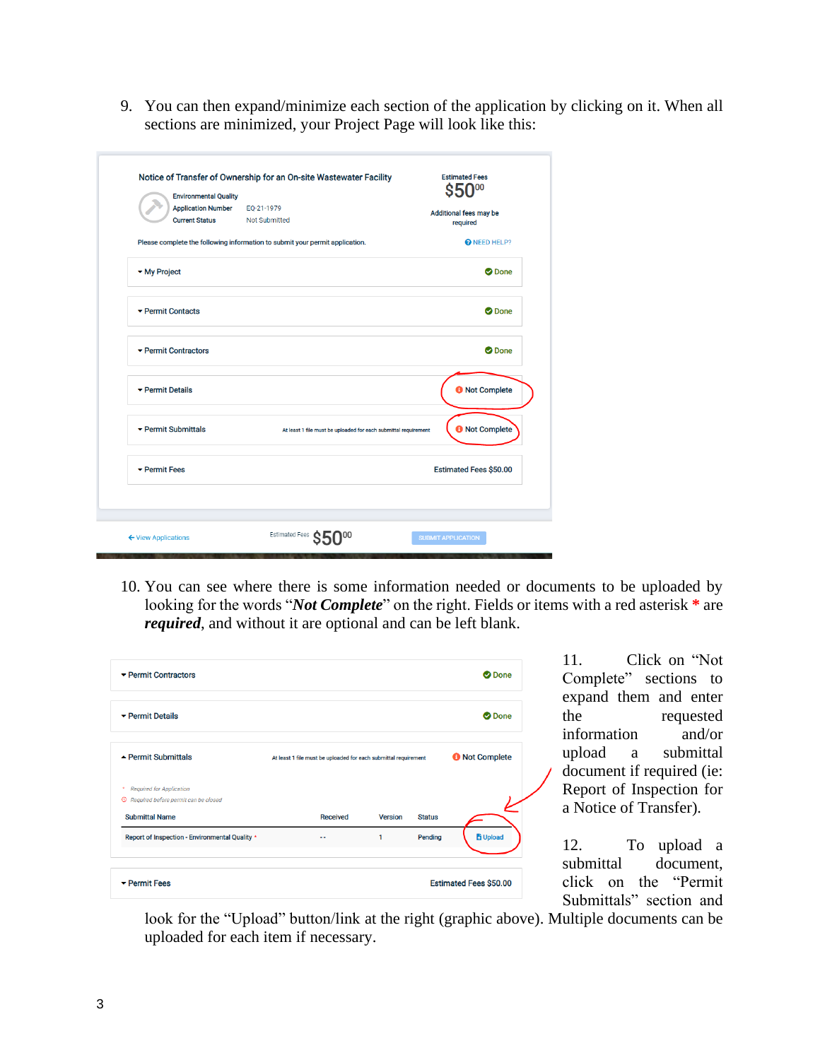9. You can then expand/minimize each section of the application by clicking on it. When all sections are minimized, your Project Page will look like this:

10. You can see where there is some information needed or documents to be uploaded by looking for the words "***Not Complete***" on the right. Fields or items with a red asterisk * are ***required***, and without it are optional and can be left blank.

11. Click on "Not Complete" sections to expand them and enter the requested information and/or upload a submittal document if required (ie: Report of Inspection for a Notice of Transfer).

12. To upload a submittal document, click on the "Permit Submittals" section and look for the "Upload" button/link at the right (graphic above). Multiple documents can be uploaded for each item if necessary.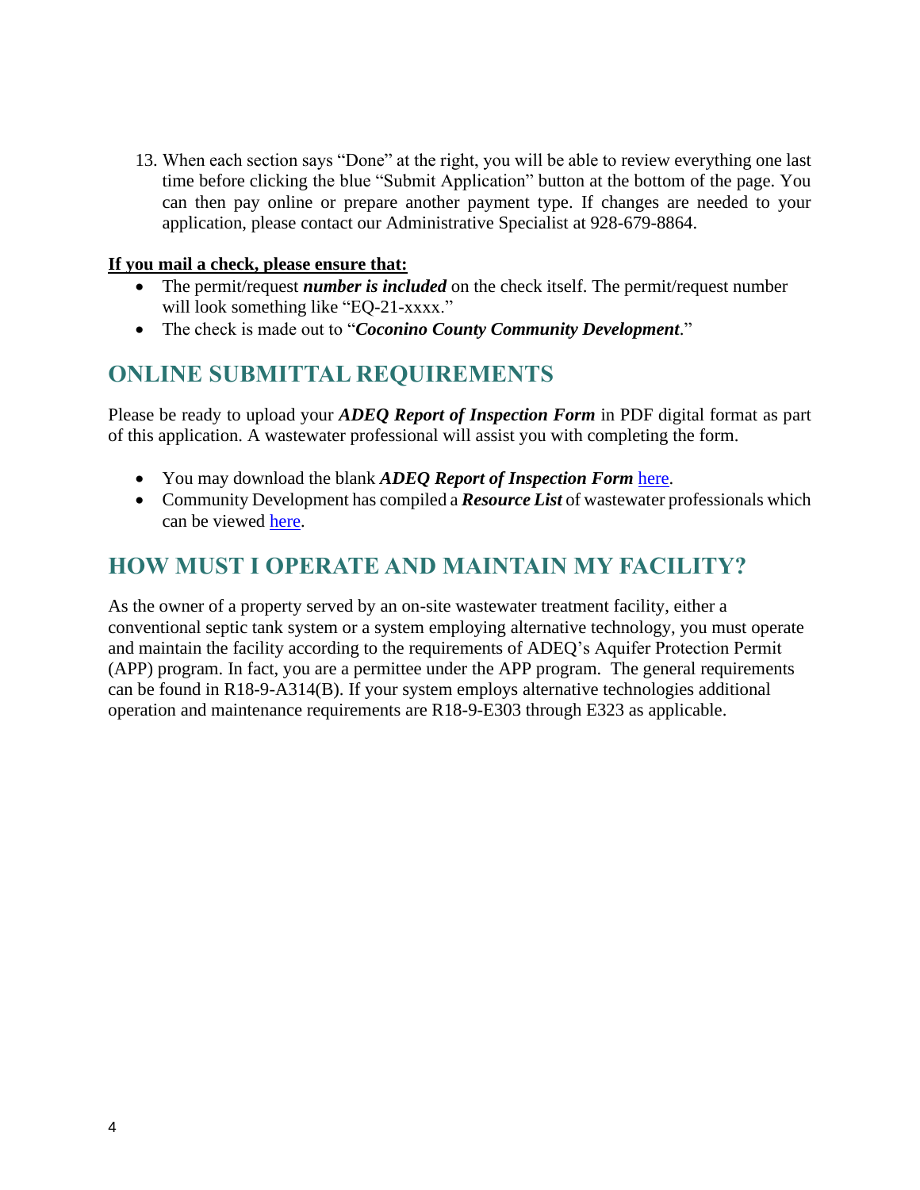13. When each section says "Done" at the right, you will be able to review everything one last time before clicking the blue "Submit Application" button at the bottom of the page. You can then pay online or prepare another payment type. If changes are needed to your application, please contact our Administrative Specialist at 928-679-8864.

**<u>If you mail a check, please ensure that:</u>**

- The permit/request ***number is included*** on the check itself. The permit/request number will look something like "EQ-21-xxxx."
- The check is made out to "***Coconino County Community Development***."

## ONLINE SUBMITTAL REQUIREMENTS

Please be ready to upload your ***ADEQ Report of Inspection Form*** in PDF digital format as part of this application. A wastewater professional will assist you with completing the form.

- You may download the blank ***ADEQ Report of Inspection Form*** here.
- Community Development has compiled a ***Resource List*** of wastewater professionals which can be viewed here.

## HOW MUST I OPERATE AND MAINTAIN MY FACILITY?

As the owner of a property served by an on-site wastewater treatment facility, either a conventional septic tank system or a system employing alternative technology, you must operate and maintain the facility according to the requirements of ADEQ's Aquifer Protection Permit (APP) program. In fact, you are a permittee under the APP program. The general requirements can be found in R18-9-A314(B). If your system employs alternative technologies additional operation and maintenance requirements are R18-9-E303 through E323 as applicable.